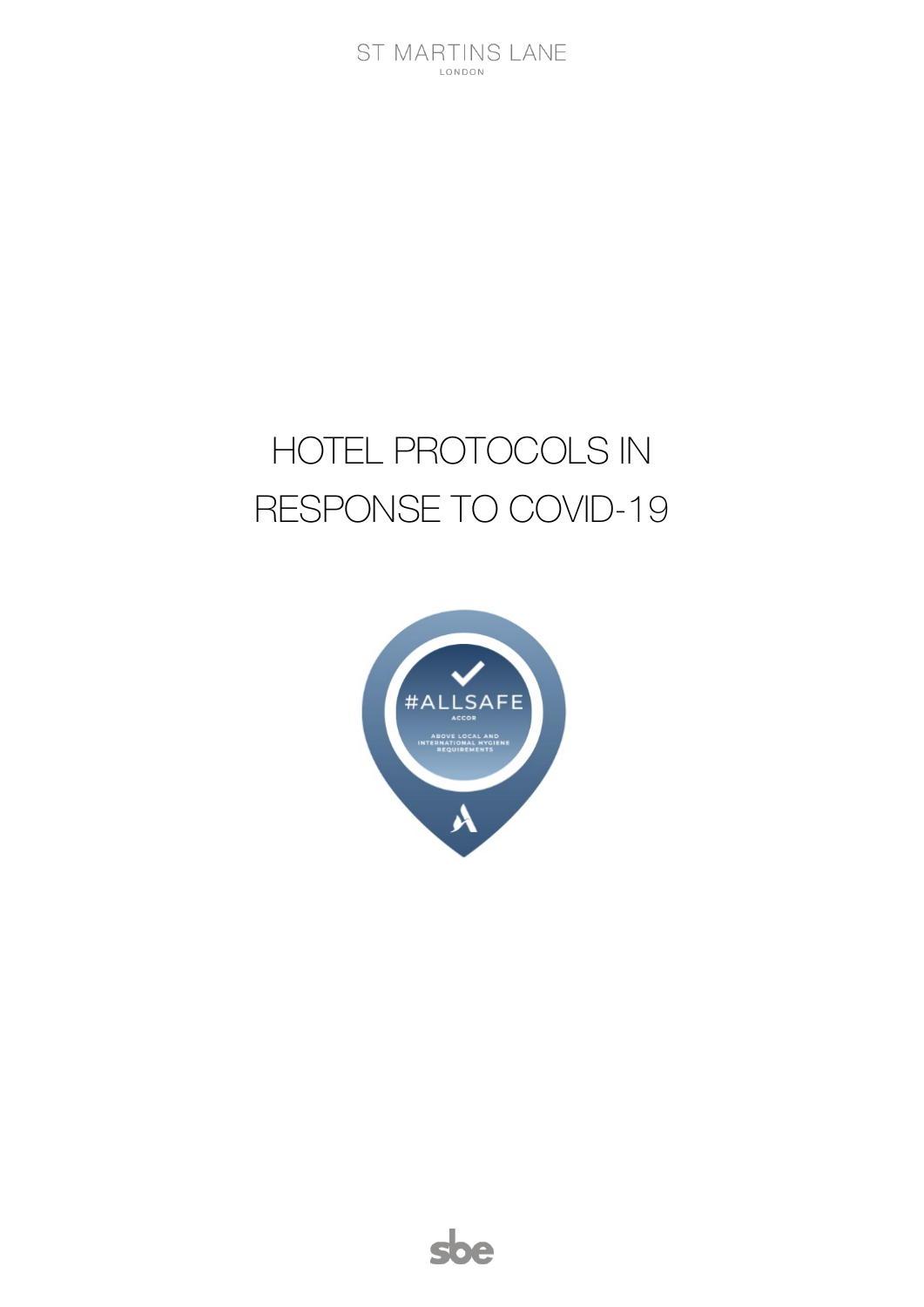ST MARTINS LANE

LONDON

# HOTEL PROTOCOLS IN RESPONSE TO COVID-19

#ALLSAFE

ACCOR

ABOVE LOCAL AND INTERNATIONAL HYGIENE REQUIREMENTS

sbe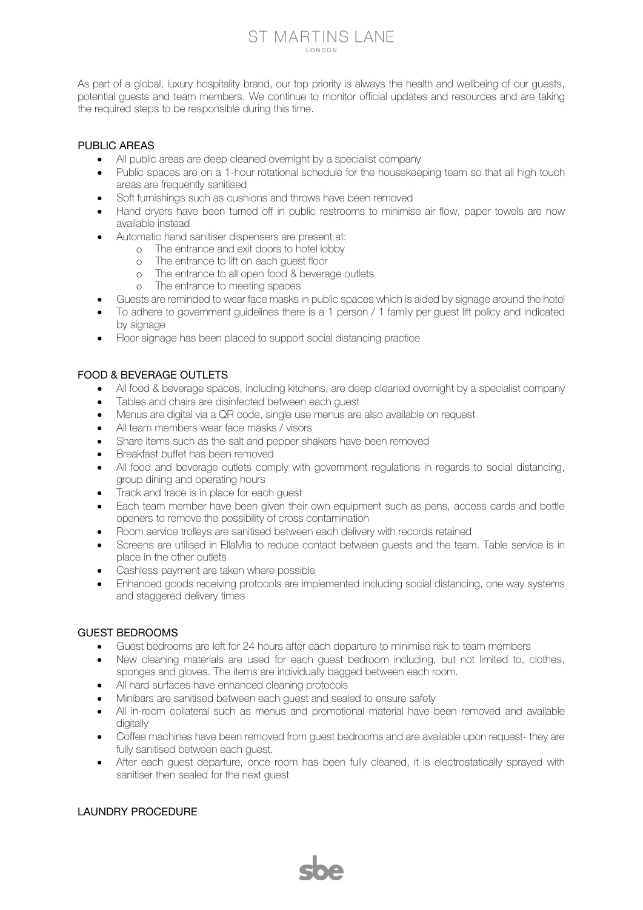As part of a global, luxury hospitality brand, our top priority is always the health and wellbeing of our guests, potential guests and team members. We continue to monitor official updates and resources and are taking the required steps to be responsible during this time.

## PUBLIC AREAS

- All public areas are deep cleaned overnight by a specialist company
- Public spaces are on a 1-hour rotational schedule for the housekeeping team so that all high touch areas are frequently sanitised
- Soft furnishings such as cushions and throws have been removed
- Hand dryers have been turned off in public restrooms to minimise air flow, paper towels are now available instead
- Automatic hand sanitiser dispensers are present at:
  - The entrance and exit doors to hotel lobby
  - The entrance to lift on each guest floor
  - The entrance to all open food & beverage outlets
  - The entrance to meeting spaces
- Guests are reminded to wear face masks in public spaces which is aided by signage around the hotel
- To adhere to government guidelines there is a 1 person / 1 family per guest lift policy and indicated by signage
- Floor signage has been placed to support social distancing practice

## FOOD & BEVERAGE OUTLETS

- All food & beverage spaces, including kitchens, are deep cleaned overnight by a specialist company
- Tables and chairs are disinfected between each guest
- Menus are digital via a QR code, single use menus are also available on request
- All team members wear face masks / visors
- Share items such as the salt and pepper shakers have been removed
- Breakfast buffet has been removed
- All food and beverage outlets comply with government regulations in regards to social distancing, group dining and operating hours
- Track and trace is in place for each guest
- Each team member have been given their own equipment such as pens, access cards and bottle openers to remove the possibility of cross contamination
- Room service trolleys are sanitised between each delivery with records retained
- Screens are utilised in EllaMia to reduce contact between guests and the team. Table service is in place in the other outlets
- Cashless payment are taken where possible
- Enhanced goods receiving protocols are implemented including social distancing, one way systems and staggered delivery times

## GUEST BEDROOMS

- Guest bedrooms are left for 24 hours after each departure to minimise risk to team members
- New cleaning materials are used for each guest bedroom including, but not limited to, clothes, sponges and gloves. The items are individually bagged between each room.
- All hard surfaces have enhanced cleaning protocols
- Minibars are sanitised between each guest and sealed to ensure safety
- All in-room collateral such as menus and promotional material have been removed and available digitally
- Coffee machines have been removed from guest bedrooms and are available upon request- they are fully sanitised between each guest.
- After each guest departure, once room has been fully cleaned, it is electrostatically sprayed with sanitiser then sealed for the next guest

## LAUNDRY PROCEDURE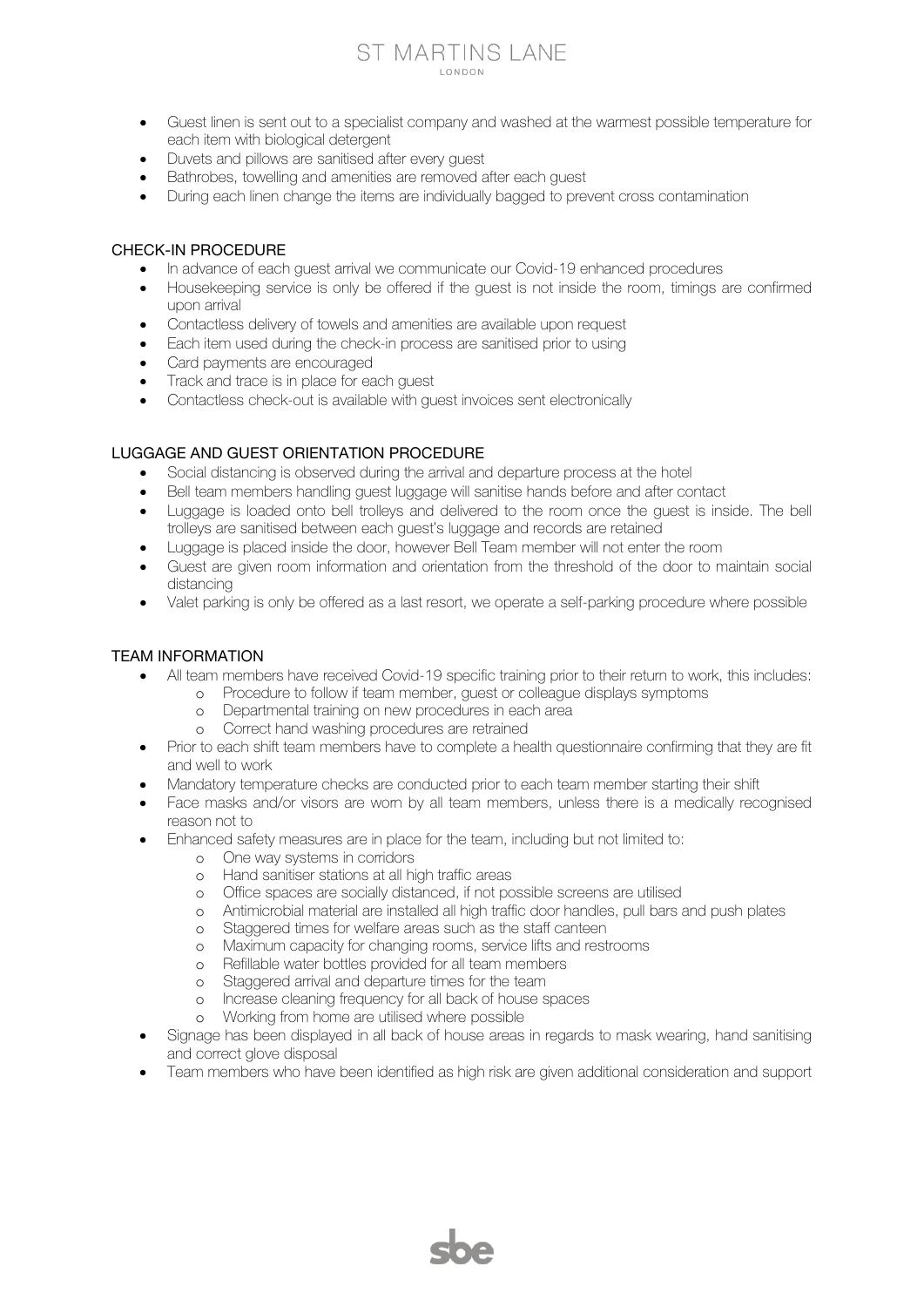- Guest linen is sent out to a specialist company and washed at the warmest possible temperature for each item with biological detergent
- Duvets and pillows are sanitised after every guest
- Bathrobes, towelling and amenities are removed after each guest
- During each linen change the items are individually bagged to prevent cross contamination

## CHECK-IN PROCEDURE

- In advance of each guest arrival we communicate our Covid-19 enhanced procedures
- Housekeeping service is only be offered if the guest is not inside the room, timings are confirmed upon arrival
- Contactless delivery of towels and amenities are available upon request
- Each item used during the check-in process are sanitised prior to using
- Card payments are encouraged
- Track and trace is in place for each guest
- Contactless check-out is available with guest invoices sent electronically

## LUGGAGE AND GUEST ORIENTATION PROCEDURE

- Social distancing is observed during the arrival and departure process at the hotel
- Bell team members handling guest luggage will sanitise hands before and after contact
- Luggage is loaded onto bell trolleys and delivered to the room once the guest is inside. The bell trolleys are sanitised between each guest's luggage and records are retained
- Luggage is placed inside the door, however Bell Team member will not enter the room
- Guest are given room information and orientation from the threshold of the door to maintain social distancing
- Valet parking is only be offered as a last resort, we operate a self-parking procedure where possible

## TEAM INFORMATION

- All team members have received Covid-19 specific training prior to their return to work, this includes:
  - Procedure to follow if team member, guest or colleague displays symptoms
  - Departmental training on new procedures in each area
  - Correct hand washing procedures are retrained
- Prior to each shift team members have to complete a health questionnaire confirming that they are fit and well to work
- Mandatory temperature checks are conducted prior to each team member starting their shift
- Face masks and/or visors are worn by all team members, unless there is a medically recognised reason not to
- Enhanced safety measures are in place for the team, including but not limited to:
  - One way systems in corridors
  - Hand sanitiser stations at all high traffic areas
  - Office spaces are socially distanced, if not possible screens are utilised
  - Antimicrobial material are installed all high traffic door handles, pull bars and push plates
  - Staggered times for welfare areas such as the staff canteen
  - Maximum capacity for changing rooms, service lifts and restrooms
  - Refillable water bottles provided for all team members
  - Staggered arrival and departure times for the team
  - Increase cleaning frequency for all back of house spaces
  - Working from home are utilised where possible
- Signage has been displayed in all back of house areas in regards to mask wearing, hand sanitising and correct glove disposal
- Team members who have been identified as high risk are given additional consideration and support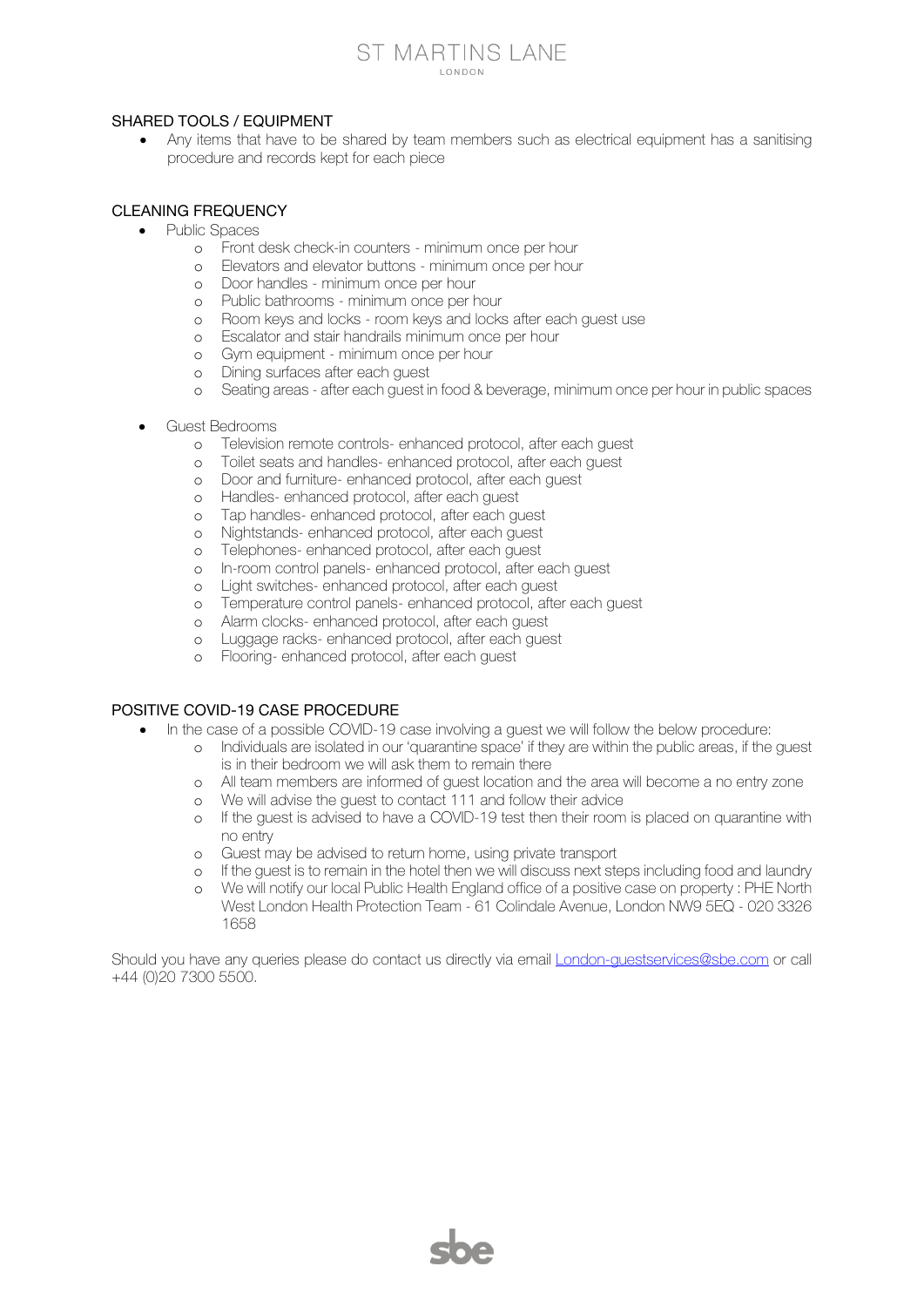## SHARED TOOLS / EQUIPMENT

- Any items that have to be shared by team members such as electrical equipment has a sanitising procedure and records kept for each piece

## CLEANING FREQUENCY

- Public Spaces
  - Front desk check-in counters - minimum once per hour
  - Elevators and elevator buttons - minimum once per hour
  - Door handles - minimum once per hour
  - Public bathrooms - minimum once per hour
  - Room keys and locks - room keys and locks after each guest use
  - Escalator and stair handrails minimum once per hour
  - Gym equipment - minimum once per hour
  - Dining surfaces after each guest
  - Seating areas - after each guest in food & beverage, minimum once per hour in public spaces

- Guest Bedrooms
  - Television remote controls- enhanced protocol, after each guest
  - Toilet seats and handles- enhanced protocol, after each guest
  - Door and furniture- enhanced protocol, after each guest
  - Handles- enhanced protocol, after each guest
  - Tap handles- enhanced protocol, after each guest
  - Nightstands- enhanced protocol, after each guest
  - Telephones- enhanced protocol, after each guest
  - In-room control panels- enhanced protocol, after each guest
  - Light switches- enhanced protocol, after each guest
  - Temperature control panels- enhanced protocol, after each guest
  - Alarm clocks- enhanced protocol, after each guest
  - Luggage racks- enhanced protocol, after each guest
  - Flooring- enhanced protocol, after each guest

## POSITIVE COVID-19 CASE PROCEDURE

- In the case of a possible COVID-19 case involving a guest we will follow the below procedure:
  - Individuals are isolated in our 'quarantine space' if they are within the public areas, if the guest is in their bedroom we will ask them to remain there
  - All team members are informed of guest location and the area will become a no entry zone
  - We will advise the guest to contact 111 and follow their advice
  - If the guest is advised to have a COVID-19 test then their room is placed on quarantine with no entry
  - Guest may be advised to return home, using private transport
  - If the guest is to remain in the hotel then we will discuss next steps including food and laundry
  - We will notify our local Public Health England office of a positive case on property : PHE North West London Health Protection Team - 61 Colindale Avenue, London NW9 5EQ - 020 3326 1658

Should you have any queries please do contact us directly via email London-guestservices@sbe.com or call +44 (0)20 7300 5500.